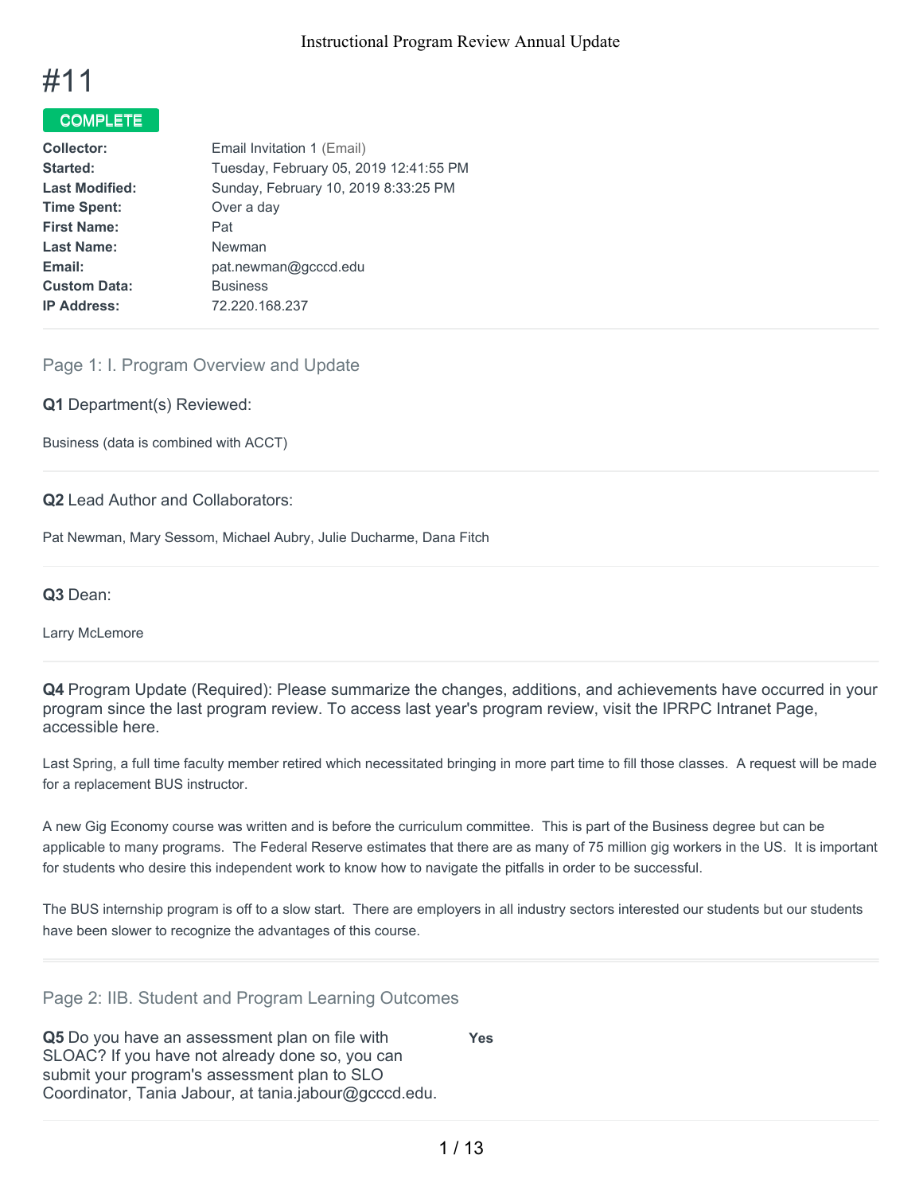# #11

**COMPLETE**

| | |
|---|---|
| **Collector:** | Email Invitation 1 (Email) |
| **Started:** | Tuesday, February 05, 2019 12:41:55 PM |
| **Last Modified:** | Sunday, February 10, 2019 8:33:25 PM |
| **Time Spent:** | Over a day |
| **First Name:** | Pat |
| **Last Name:** | Newman |
| **Email:** | pat.newman@gcccd.edu |
| **Custom Data:** | Business |
| **IP Address:** | 72.220.168.237 |

## Page 1: I. Program Overview and Update

**Q1** Department(s) Reviewed:

Business (data is combined with ACCT)

**Q2** Lead Author and Collaborators:

Pat Newman, Mary Sessom, Michael Aubry, Julie Ducharme, Dana Fitch

**Q3** Dean:

Larry McLemore

**Q4** Program Update (Required): Please summarize the changes, additions, and achievements have occurred in your program since the last program review. To access last year's program review, visit the IPRPC Intranet Page, accessible here.

Last Spring, a full time faculty member retired which necessitated bringing in more part time to fill those classes. A request will be made for a replacement BUS instructor.

A new Gig Economy course was written and is before the curriculum committee. This is part of the Business degree but can be applicable to many programs. The Federal Reserve estimates that there are as many of 75 million gig workers in the US. It is important for students who desire this independent work to know how to navigate the pitfalls in order to be successful.

The BUS internship program is off to a slow start. There are employers in all industry sectors interested our students but our students have been slower to recognize the advantages of this course.

## Page 2: IIB. Student and Program Learning Outcomes

**Q5** Do you have an assessment plan on file with SLOAC? If you have not already done so, you can submit your program's assessment plan to SLO Coordinator, Tania Jabour, at tania.jabour@gcccd.edu.

**Yes**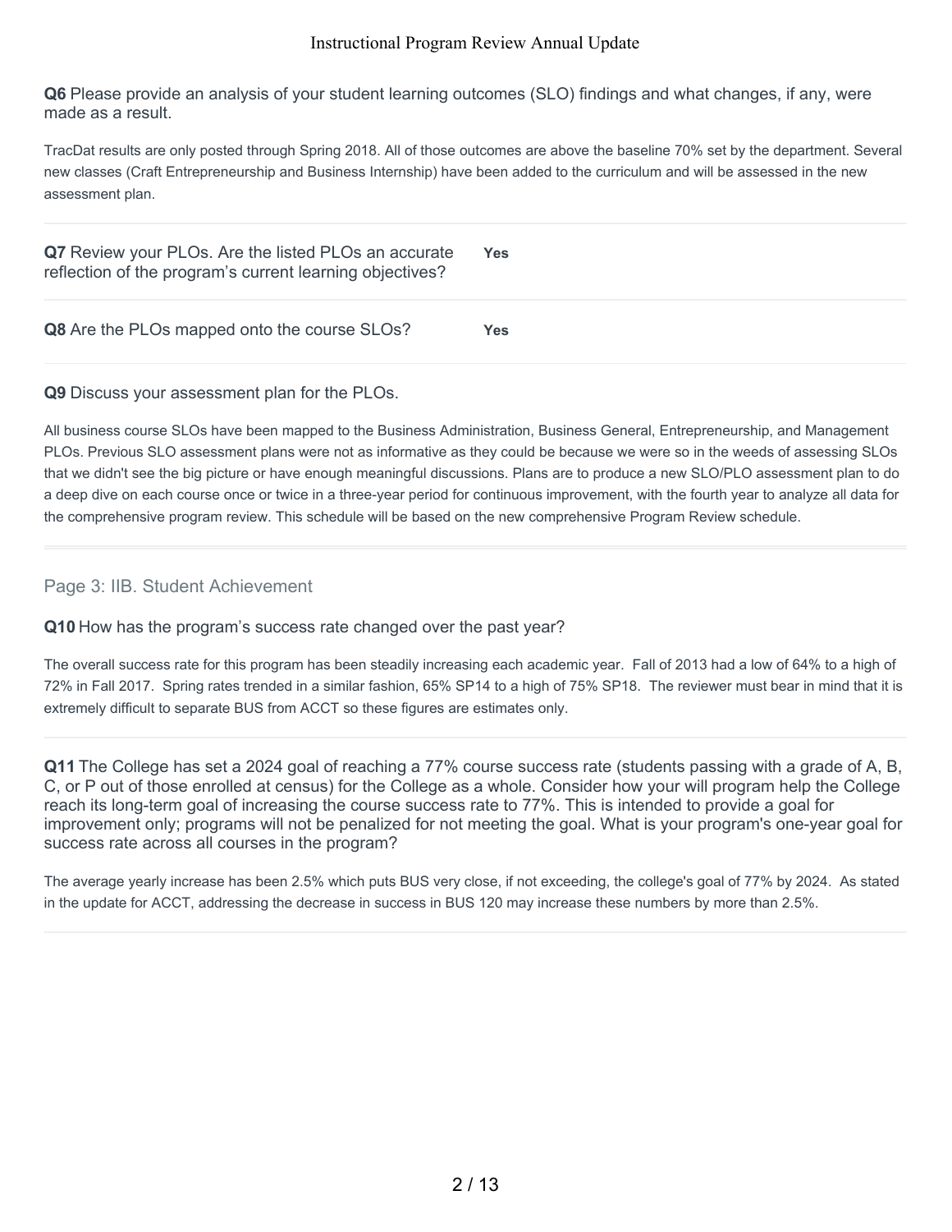**Q6** Please provide an analysis of your student learning outcomes (SLO) findings and what changes, if any, were made as a result.

TracDat results are only posted through Spring 2018. All of those outcomes are above the baseline 70% set by the department. Several new classes (Craft Entrepreneurship and Business Internship) have been added to the curriculum and will be assessed in the new assessment plan.

---

**Q7** Review your PLOs. Are the listed PLOs an accurate reflection of the program's current learning objectives? **Yes**

---

**Q8** Are the PLOs mapped onto the course SLOs? **Yes**

---

**Q9** Discuss your assessment plan for the PLOs.

All business course SLOs have been mapped to the Business Administration, Business General, Entrepreneurship, and Management PLOs. Previous SLO assessment plans were not as informative as they could be because we were so in the weeds of assessing SLOs that we didn't see the big picture or have enough meaningful discussions. Plans are to produce a new SLO/PLO assessment plan to do a deep dive on each course once or twice in a three-year period for continuous improvement, with the fourth year to analyze all data for the comprehensive program review. This schedule will be based on the new comprehensive Program Review schedule.

---

## Page 3: IIB. Student Achievement

**Q10** How has the program's success rate changed over the past year?

The overall success rate for this program has been steadily increasing each academic year. Fall of 2013 had a low of 64% to a high of 72% in Fall 2017. Spring rates trended in a similar fashion, 65% SP14 to a high of 75% SP18. The reviewer must bear in mind that it is extremely difficult to separate BUS from ACCT so these figures are estimates only.

---

**Q11** The College has set a 2024 goal of reaching a 77% course success rate (students passing with a grade of A, B, C, or P out of those enrolled at census) for the College as a whole. Consider how your will program help the College reach its long-term goal of increasing the course success rate to 77%. This is intended to provide a goal for improvement only; programs will not be penalized for not meeting the goal. What is your program's one-year goal for success rate across all courses in the program?

The average yearly increase has been 2.5% which puts BUS very close, if not exceeding, the college's goal of 77% by 2024. As stated in the update for ACCT, addressing the decrease in success in BUS 120 may increase these numbers by more than 2.5%.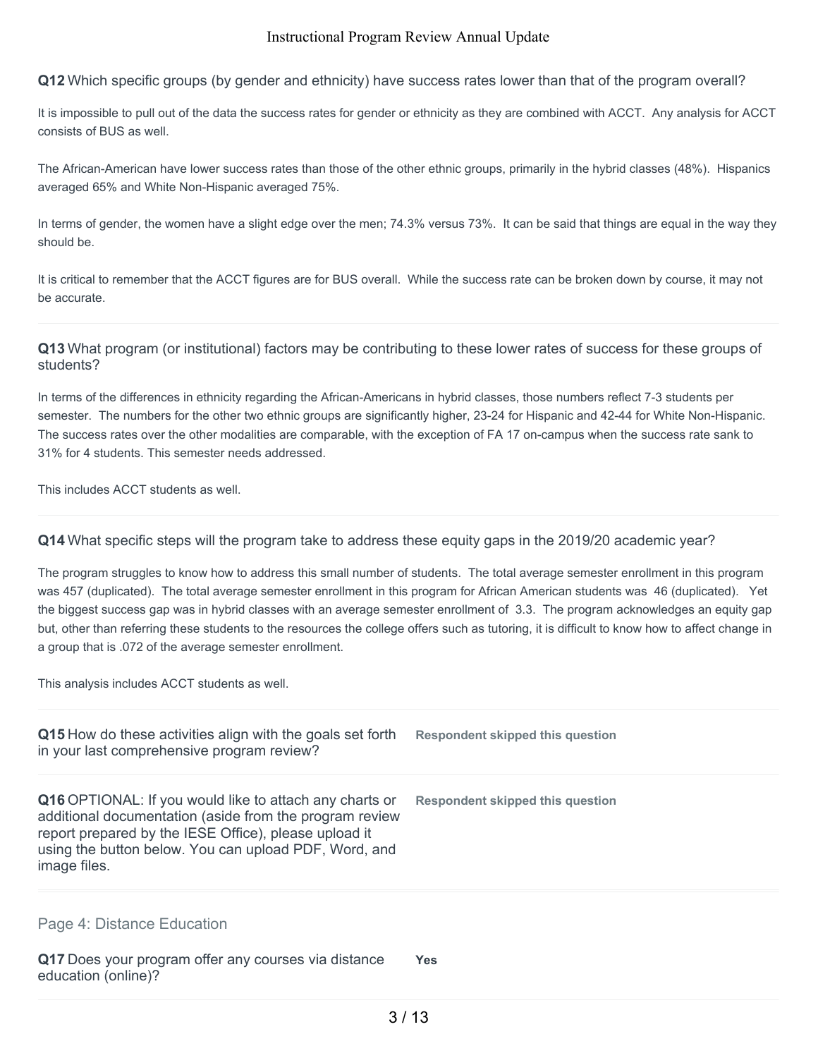**Q12** Which specific groups (by gender and ethnicity) have success rates lower than that of the program overall?

It is impossible to pull out of the data the success rates for gender or ethnicity as they are combined with ACCT. Any analysis for ACCT consists of BUS as well.

The African-American have lower success rates than those of the other ethnic groups, primarily in the hybrid classes (48%). Hispanics averaged 65% and White Non-Hispanic averaged 75%.

In terms of gender, the women have a slight edge over the men; 74.3% versus 73%. It can be said that things are equal in the way they should be.

It is critical to remember that the ACCT figures are for BUS overall. While the success rate can be broken down by course, it may not be accurate.

**Q13** What program (or institutional) factors may be contributing to these lower rates of success for these groups of students?

In terms of the differences in ethnicity regarding the African-Americans in hybrid classes, those numbers reflect 7-3 students per semester. The numbers for the other two ethnic groups are significantly higher, 23-24 for Hispanic and 42-44 for White Non-Hispanic. The success rates over the other modalities are comparable, with the exception of FA 17 on-campus when the success rate sank to 31% for 4 students. This semester needs addressed.

This includes ACCT students as well.

**Q14** What specific steps will the program take to address these equity gaps in the 2019/20 academic year?

The program struggles to know how to address this small number of students. The total average semester enrollment in this program was 457 (duplicated). The total average semester enrollment in this program for African American students was 46 (duplicated). Yet the biggest success gap was in hybrid classes with an average semester enrollment of 3.3. The program acknowledges an equity gap but, other than referring these students to the resources the college offers such as tutoring, it is difficult to know how to affect change in a group that is .072 of the average semester enrollment.

This analysis includes ACCT students as well.

**Q15** How do these activities align with the goals set forth in your last comprehensive program review?

**Respondent skipped this question**

**Q16** OPTIONAL: If you would like to attach any charts or additional documentation (aside from the program review report prepared by the IESE Office), please upload it using the button below. You can upload PDF, Word, and image files.

**Respondent skipped this question**

## Page 4: Distance Education

**Q17** Does your program offer any courses via distance education (online)?

**Yes**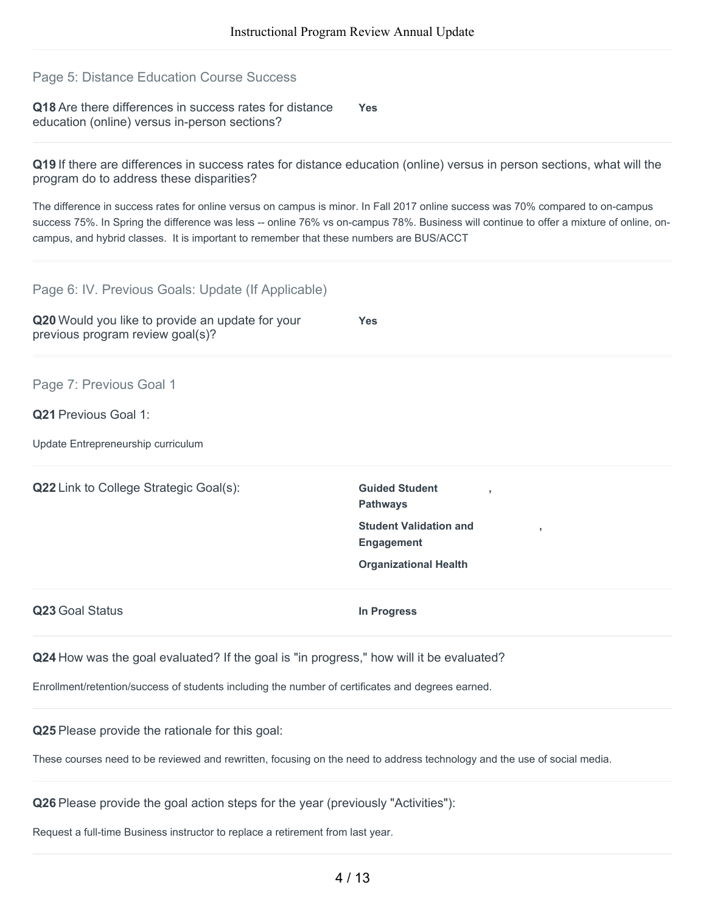## Page 5: Distance Education Course Success

**Q18** Are there differences in success rates for distance education (online) versus in-person sections? **Yes**

**Q19** If there are differences in success rates for distance education (online) versus in person sections, what will the program do to address these disparities?

The difference in success rates for online versus on campus is minor. In Fall 2017 online success was 70% compared to on-campus success 75%. In Spring the difference was less -- online 76% vs on-campus 78%. Business will continue to offer a mixture of online, on-campus, and hybrid classes. It is important to remember that these numbers are BUS/ACCT

## Page 6: IV. Previous Goals: Update (If Applicable)

**Q20** Would you like to provide an update for your previous program review goal(s)? **Yes**

## Page 7: Previous Goal 1

**Q21** Previous Goal 1:

Update Entrepreneurship curriculum

**Q22** Link to College Strategic Goal(s):

**Guided Student Pathways**,
**Student Validation and Engagement**,
**Organizational Health**

**Q23** Goal Status **In Progress**

**Q24** How was the goal evaluated? If the goal is "in progress," how will it be evaluated?

Enrollment/retention/success of students including the number of certificates and degrees earned.

**Q25** Please provide the rationale for this goal:

These courses need to be reviewed and rewritten, focusing on the need to address technology and the use of social media.

**Q26** Please provide the goal action steps for the year (previously "Activities"):

Request a full-time Business instructor to replace a retirement from last year.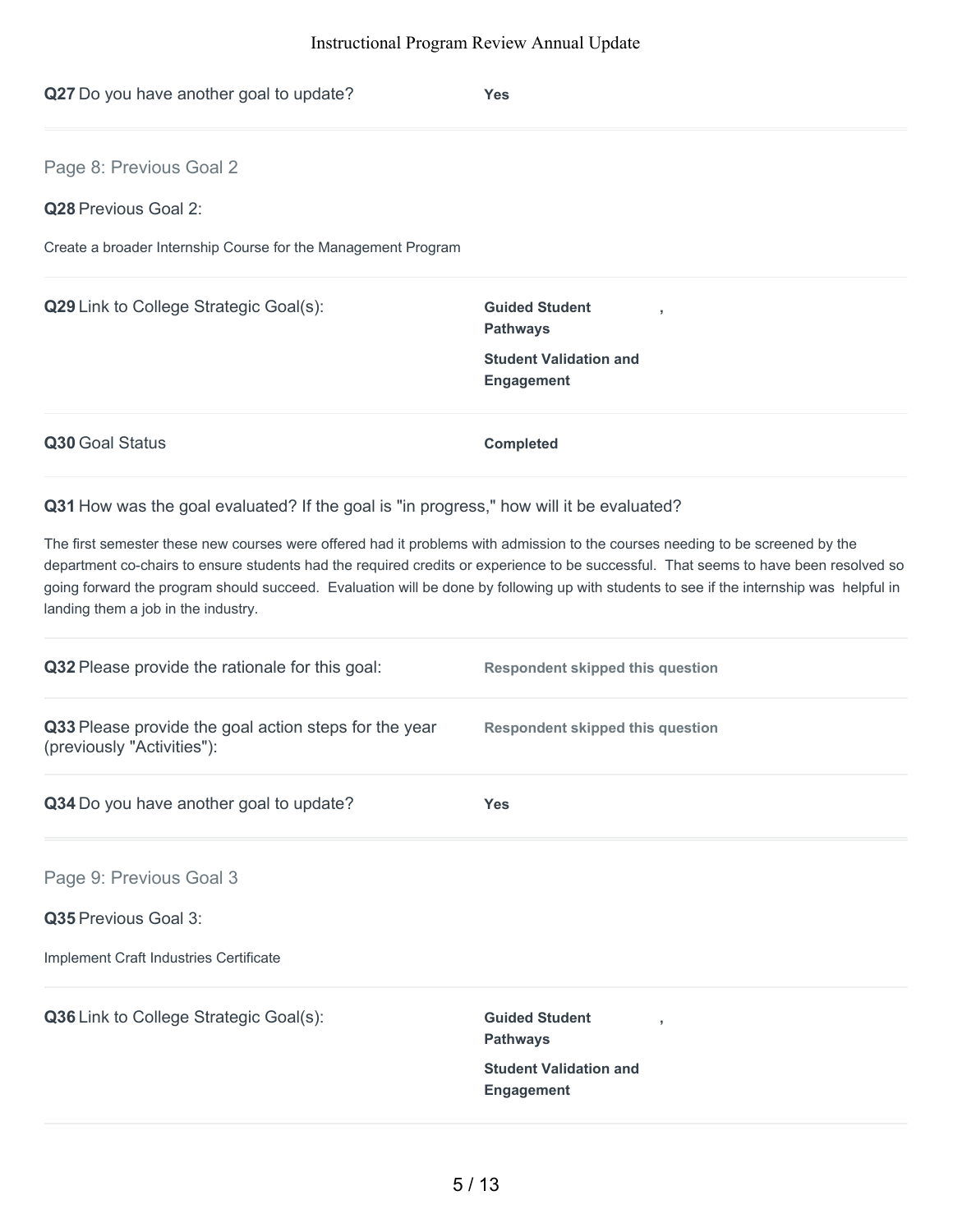**Q27** Do you have another goal to update? **Yes**

---

## Page 8: Previous Goal 2

**Q28** Previous Goal 2:

Create a broader Internship Course for the Management Program

**Q29** Link to College Strategic Goal(s):

**Guided Student Pathways** ,

**Student Validation and Engagement**

**Q30** Goal Status **Completed**

**Q31** How was the goal evaluated? If the goal is "in progress," how will it be evaluated?

The first semester these new courses were offered had it problems with admission to the courses needing to be screened by the department co-chairs to ensure students had the required credits or experience to be successful. That seems to have been resolved so going forward the program should succeed. Evaluation will be done by following up with students to see if the internship was helpful in landing them a job in the industry.

**Q32** Please provide the rationale for this goal: **Respondent skipped this question**

**Q33** Please provide the goal action steps for the year (previously "Activities"): **Respondent skipped this question**

**Q34** Do you have another goal to update? **Yes**

---

## Page 9: Previous Goal 3

**Q35** Previous Goal 3:

Implement Craft Industries Certificate

**Q36** Link to College Strategic Goal(s):

**Guided Student Pathways** ,

**Student Validation and Engagement**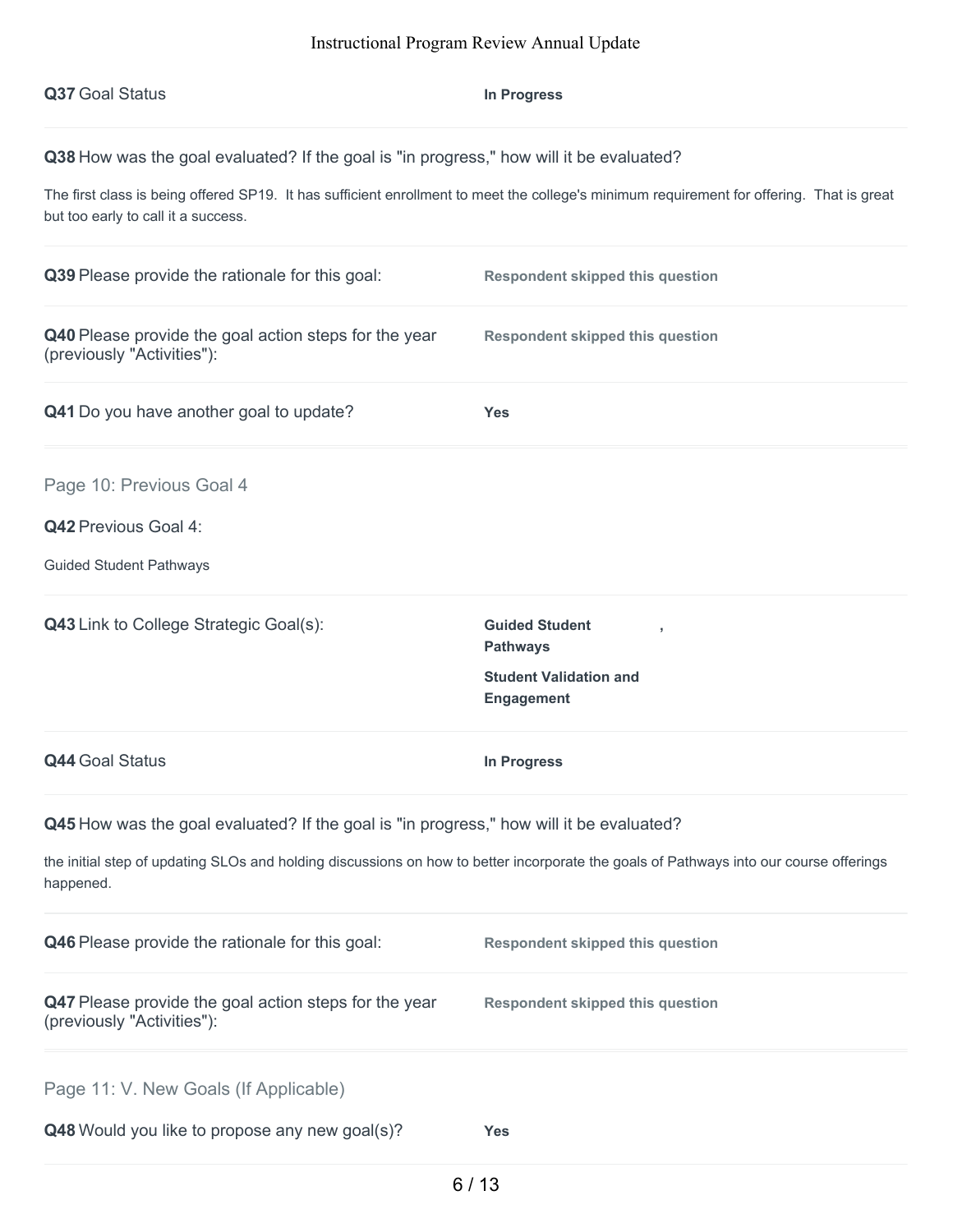**Q37** Goal Status

**In Progress**

**Q38** How was the goal evaluated? If the goal is "in progress," how will it be evaluated?

The first class is being offered SP19. It has sufficient enrollment to meet the college's minimum requirement for offering. That is great but too early to call it a success.

**Q39** Please provide the rationale for this goal:

**Respondent skipped this question**

**Q40** Please provide the goal action steps for the year (previously "Activities"):

**Respondent skipped this question**

**Q41** Do you have another goal to update?

**Yes**

## Page 10: Previous Goal 4

**Q42** Previous Goal 4:

Guided Student Pathways

**Q43** Link to College Strategic Goal(s):

**Guided Student Pathways** ,

**Student Validation and Engagement**

**Q44** Goal Status

**In Progress**

**Q45** How was the goal evaluated? If the goal is "in progress," how will it be evaluated?

the initial step of updating SLOs and holding discussions on how to better incorporate the goals of Pathways into our course offerings happened.

**Q46** Please provide the rationale for this goal:

**Respondent skipped this question**

**Q47** Please provide the goal action steps for the year (previously "Activities"):

**Respondent skipped this question**

## Page 11: V. New Goals (If Applicable)

**Q48** Would you like to propose any new goal(s)?

**Yes**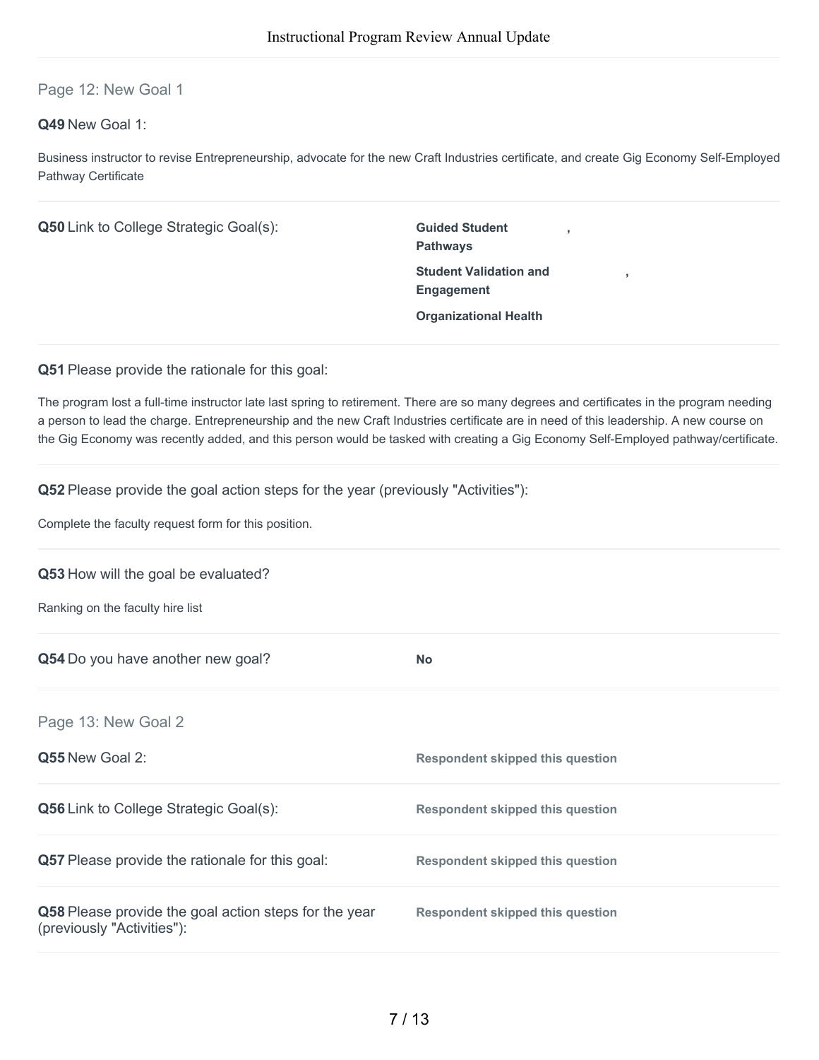## Page 12: New Goal 1

**Q49** New Goal 1:

Business instructor to revise Entrepreneurship, advocate for the new Craft Industries certificate, and create Gig Economy Self-Employed Pathway Certificate

**Q50** Link to College Strategic Goal(s):

**Guided Student Pathways**,
**Student Validation and Engagement**,
**Organizational Health**

**Q51** Please provide the rationale for this goal:

The program lost a full-time instructor late last spring to retirement. There are so many degrees and certificates in the program needing a person to lead the charge. Entrepreneurship and the new Craft Industries certificate are in need of this leadership. A new course on the Gig Economy was recently added, and this person would be tasked with creating a Gig Economy Self-Employed pathway/certificate.

**Q52** Please provide the goal action steps for the year (previously "Activities"):

Complete the faculty request form for this position.

**Q53** How will the goal be evaluated?

Ranking on the faculty hire list

**Q54** Do you have another new goal?

**No**

## Page 13: New Goal 2

**Q55** New Goal 2:

**Respondent skipped this question**

**Q56** Link to College Strategic Goal(s):

**Respondent skipped this question**

**Q57** Please provide the rationale for this goal:

**Respondent skipped this question**

**Q58** Please provide the goal action steps for the year (previously "Activities"):

**Respondent skipped this question**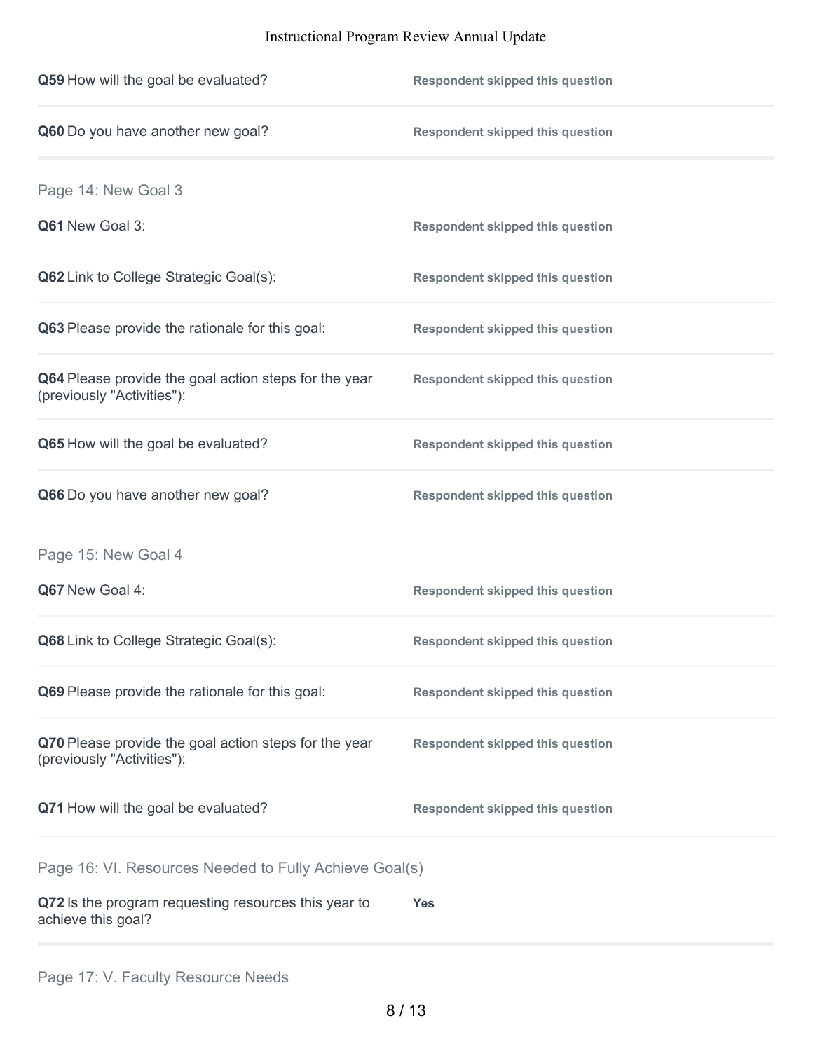**Q59** How will the goal be evaluated? — Respondent skipped this question

**Q60** Do you have another new goal? — Respondent skipped this question

## Page 14: New Goal 3

**Q61** New Goal 3: — Respondent skipped this question

**Q62** Link to College Strategic Goal(s): — Respondent skipped this question

**Q63** Please provide the rationale for this goal: — Respondent skipped this question

**Q64** Please provide the goal action steps for the year (previously "Activities"): — Respondent skipped this question

**Q65** How will the goal be evaluated? — Respondent skipped this question

**Q66** Do you have another new goal? — Respondent skipped this question

## Page 15: New Goal 4

**Q67** New Goal 4: — Respondent skipped this question

**Q68** Link to College Strategic Goal(s): — Respondent skipped this question

**Q69** Please provide the rationale for this goal: — Respondent skipped this question

**Q70** Please provide the goal action steps for the year (previously "Activities"): — Respondent skipped this question

**Q71** How will the goal be evaluated? — Respondent skipped this question

## Page 16: VI. Resources Needed to Fully Achieve Goal(s)

**Q72** Is the program requesting resources this year to achieve this goal? — **Yes**

## Page 17: V. Faculty Resource Needs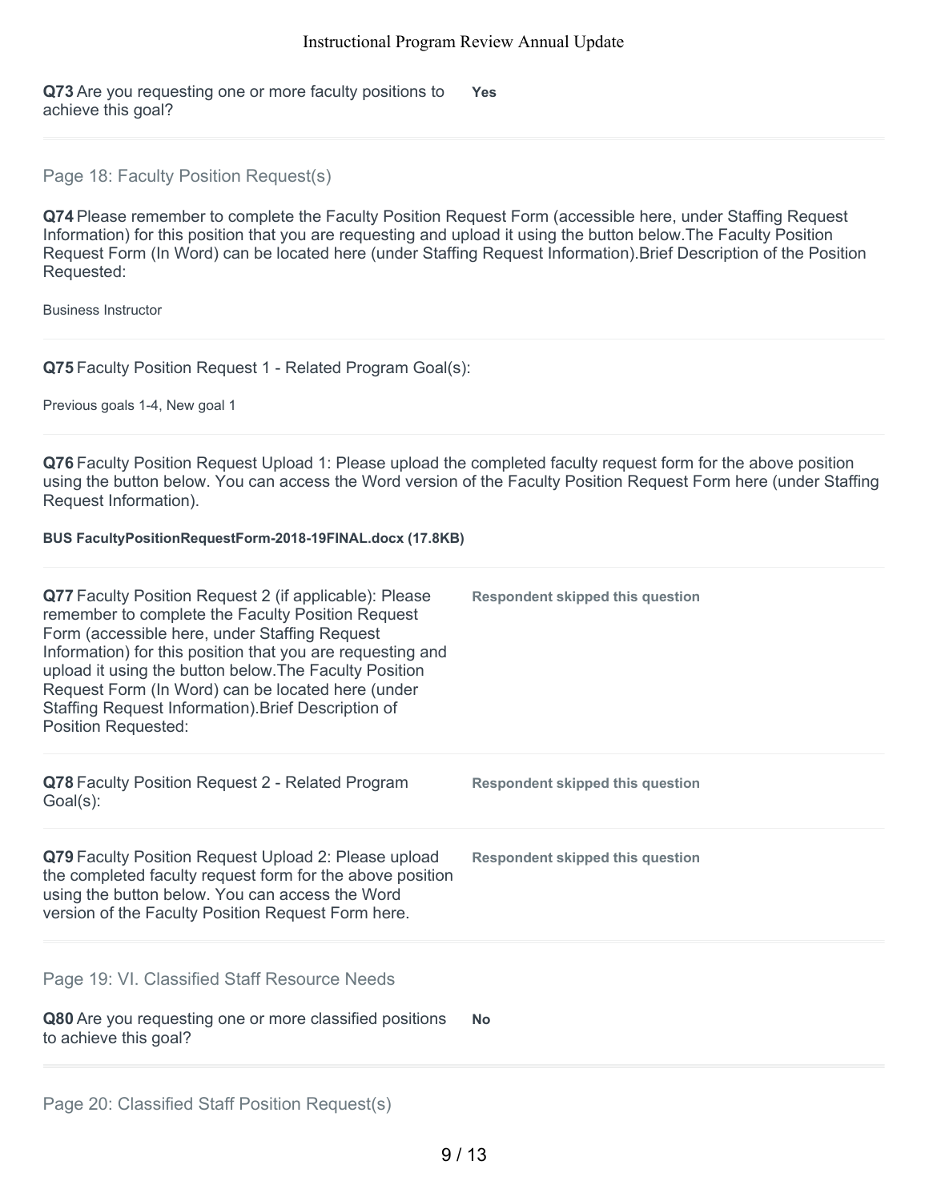**Q73** Are you requesting one or more faculty positions to achieve this goal? **Yes**

## Page 18: Faculty Position Request(s)

**Q74** Please remember to complete the Faculty Position Request Form (accessible here, under Staffing Request Information) for this position that you are requesting and upload it using the button below.The Faculty Position Request Form (In Word) can be located here (under Staffing Request Information).Brief Description of the Position Requested:

Business Instructor

**Q75** Faculty Position Request 1 - Related Program Goal(s):

Previous goals 1-4, New goal 1

**Q76** Faculty Position Request Upload 1: Please upload the completed faculty request form for the above position using the button below. You can access the Word version of the Faculty Position Request Form here (under Staffing Request Information).

**BUS FacultyPositionRequestForm-2018-19FINAL.docx (17.8KB)**

**Q77** Faculty Position Request 2 (if applicable): Please remember to complete the Faculty Position Request Form (accessible here, under Staffing Request Information) for this position that you are requesting and upload it using the button below.The Faculty Position Request Form (In Word) can be located here (under Staffing Request Information).Brief Description of Position Requested: **Respondent skipped this question**

**Q78** Faculty Position Request 2 - Related Program Goal(s): **Respondent skipped this question**

**Q79** Faculty Position Request Upload 2: Please upload the completed faculty request form for the above position using the button below. You can access the Word version of the Faculty Position Request Form here. **Respondent skipped this question**

## Page 19: VI. Classified Staff Resource Needs

**Q80** Are you requesting one or more classified positions to achieve this goal? **No**

## Page 20: Classified Staff Position Request(s)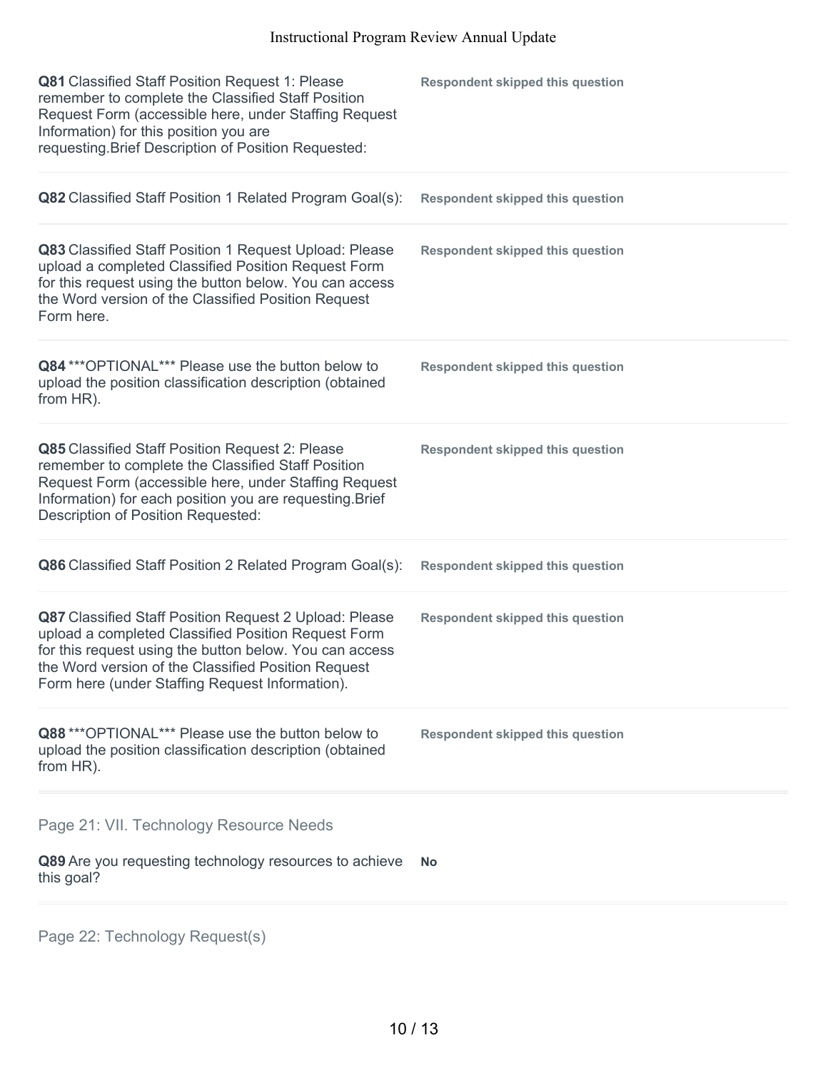**Q81** Classified Staff Position Request 1: Please remember to complete the Classified Staff Position Request Form (accessible here, under Staffing Request Information) for this position you are requesting.Brief Description of Position Requested:

**Respondent skipped this question**

**Q82** Classified Staff Position 1 Related Program Goal(s):

**Respondent skipped this question**

**Q83** Classified Staff Position 1 Request Upload: Please upload a completed Classified Position Request Form for this request using the button below. You can access the Word version of the Classified Position Request Form here.

**Respondent skipped this question**

**Q84** ***OPTIONAL*** Please use the button below to upload the position classification description (obtained from HR).

**Respondent skipped this question**

**Q85** Classified Staff Position Request 2: Please remember to complete the Classified Staff Position Request Form (accessible here, under Staffing Request Information) for each position you are requesting.Brief Description of Position Requested:

**Respondent skipped this question**

**Q86** Classified Staff Position 2 Related Program Goal(s):

**Respondent skipped this question**

**Q87** Classified Staff Position Request 2 Upload: Please upload a completed Classified Position Request Form for this request using the button below. You can access the Word version of the Classified Position Request Form here (under Staffing Request Information).

**Respondent skipped this question**

**Q88** ***OPTIONAL*** Please use the button below to upload the position classification description (obtained from HR).

**Respondent skipped this question**

## Page 21: VII. Technology Resource Needs

**Q89** Are you requesting technology resources to achieve this goal?

**No**

## Page 22: Technology Request(s)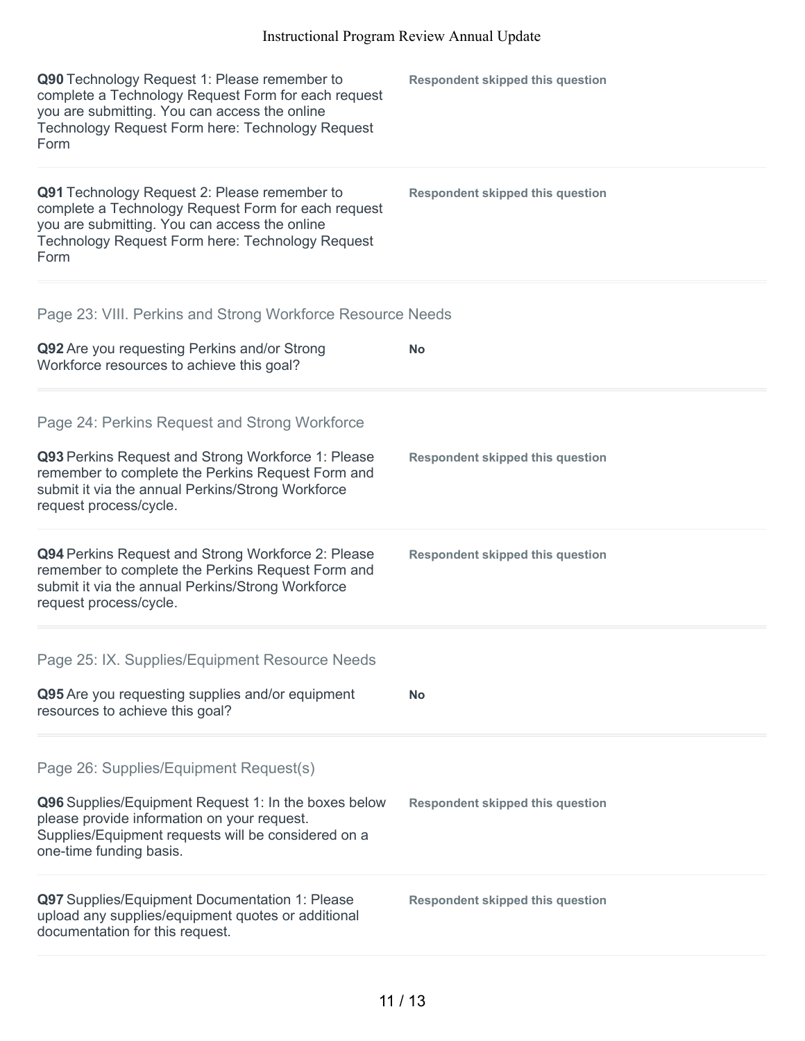**Q90** Technology Request 1: Please remember to complete a Technology Request Form for each request you are submitting. You can access the online Technology Request Form here: Technology Request Form

**Respondent skipped this question**

**Q91** Technology Request 2: Please remember to complete a Technology Request Form for each request you are submitting. You can access the online Technology Request Form here: Technology Request Form

**Respondent skipped this question**

## Page 23: VIII. Perkins and Strong Workforce Resource Needs

**Q92** Are you requesting Perkins and/or Strong Workforce resources to achieve this goal?

**No**

## Page 24: Perkins Request and Strong Workforce

**Q93** Perkins Request and Strong Workforce 1: Please remember to complete the Perkins Request Form and submit it via the annual Perkins/Strong Workforce request process/cycle.

**Respondent skipped this question**

**Q94** Perkins Request and Strong Workforce 2: Please remember to complete the Perkins Request Form and submit it via the annual Perkins/Strong Workforce request process/cycle.

**Respondent skipped this question**

## Page 25: IX. Supplies/Equipment Resource Needs

**Q95** Are you requesting supplies and/or equipment resources to achieve this goal?

**No**

## Page 26: Supplies/Equipment Request(s)

**Q96** Supplies/Equipment Request 1: In the boxes below please provide information on your request. Supplies/Equipment requests will be considered on a one-time funding basis.

**Respondent skipped this question**

**Q97** Supplies/Equipment Documentation 1: Please upload any supplies/equipment quotes or additional documentation for this request.

**Respondent skipped this question**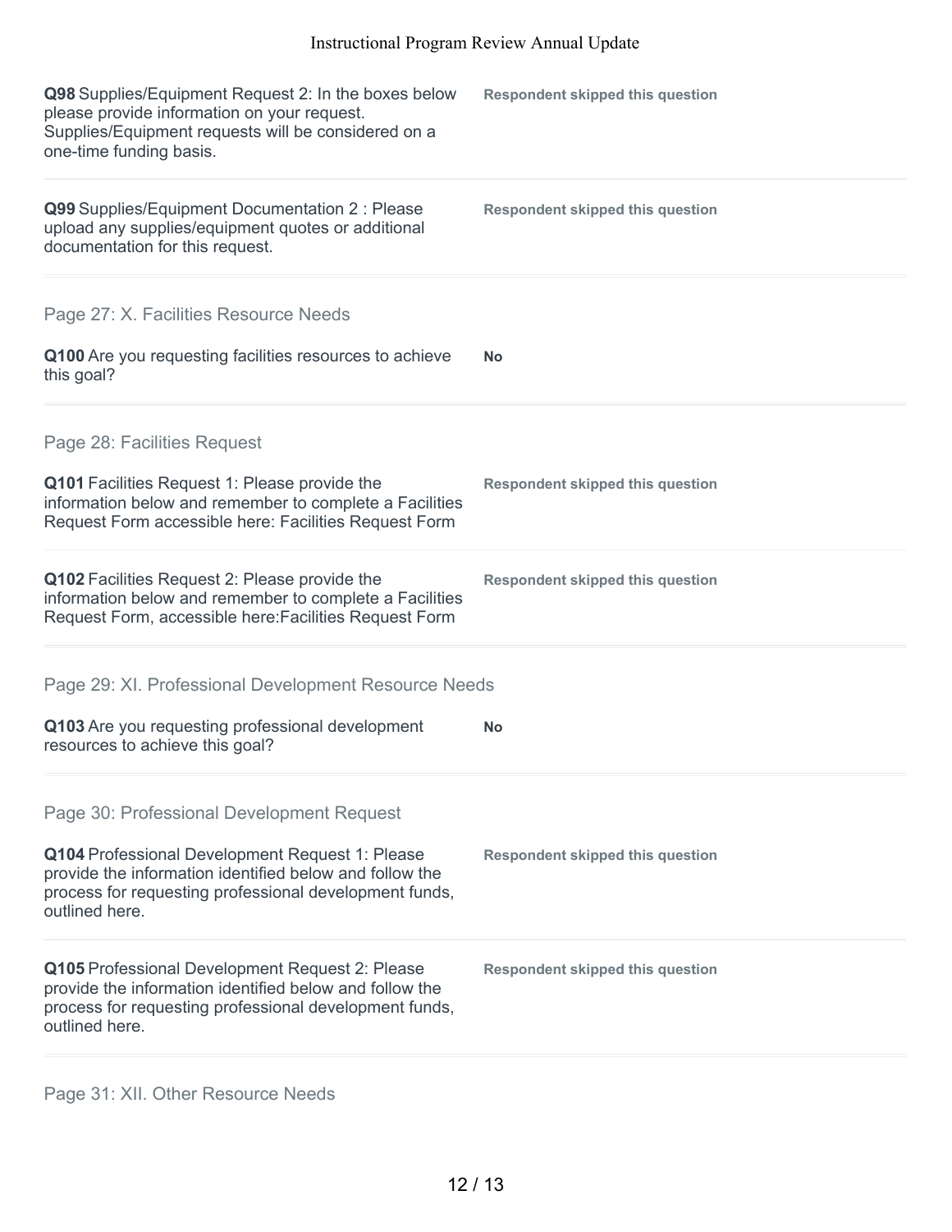**Q98** Supplies/Equipment Request 2: In the boxes below please provide information on your request. Supplies/Equipment requests will be considered on a one-time funding basis.

**Respondent skipped this question**

**Q99** Supplies/Equipment Documentation 2 : Please upload any supplies/equipment quotes or additional documentation for this request.

**Respondent skipped this question**

## Page 27: X. Facilities Resource Needs

**Q100** Are you requesting facilities resources to achieve this goal?

**No**

## Page 28: Facilities Request

**Q101** Facilities Request 1: Please provide the information below and remember to complete a Facilities Request Form accessible here: Facilities Request Form

**Respondent skipped this question**

**Q102** Facilities Request 2: Please provide the information below and remember to complete a Facilities Request Form, accessible here:Facilities Request Form

**Respondent skipped this question**

## Page 29: XI. Professional Development Resource Needs

**Q103** Are you requesting professional development resources to achieve this goal?

**No**

## Page 30: Professional Development Request

**Q104** Professional Development Request 1: Please provide the information identified below and follow the process for requesting professional development funds, outlined here.

**Respondent skipped this question**

**Q105** Professional Development Request 2: Please provide the information identified below and follow the process for requesting professional development funds, outlined here.

**Respondent skipped this question**

## Page 31: XII. Other Resource Needs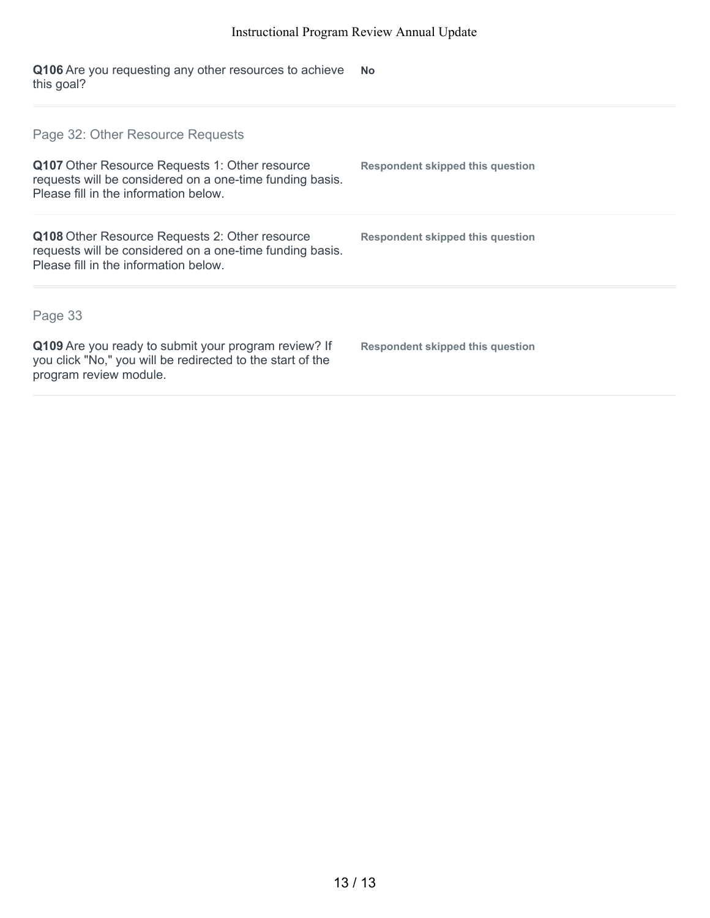**Q106** Are you requesting any other resources to achieve this goal?

**No**

## Page 32: Other Resource Requests

**Q107** Other Resource Requests 1: Other resource requests will be considered on a one-time funding basis. Please fill in the information below.

**Respondent skipped this question**

**Q108** Other Resource Requests 2: Other resource requests will be considered on a one-time funding basis. Please fill in the information below.

**Respondent skipped this question**

## Page 33

**Q109** Are you ready to submit your program review? If you click "No," you will be redirected to the start of the program review module.

**Respondent skipped this question**